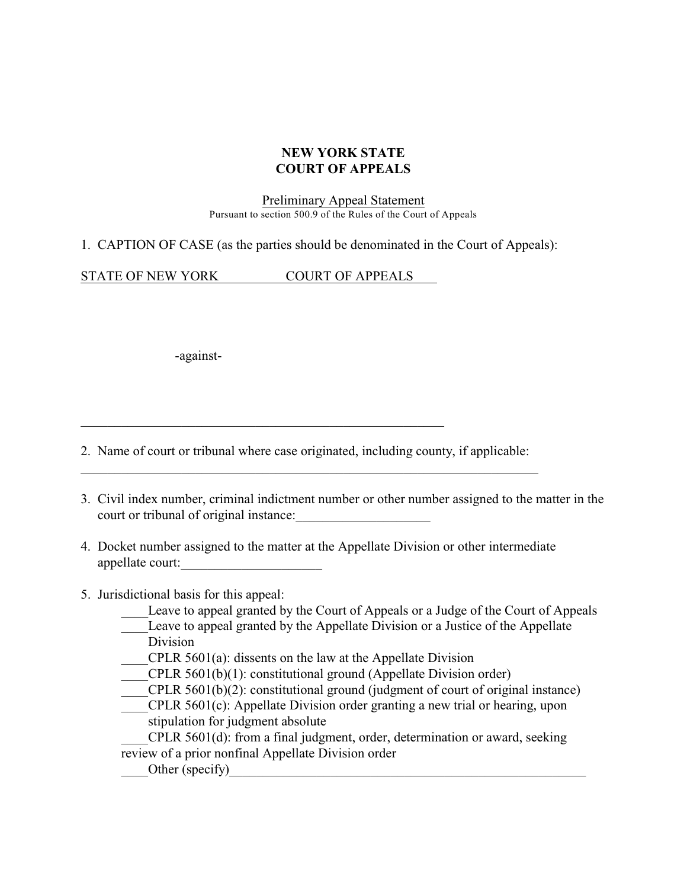**NEW YORK STATE**
**COURT OF APPEALS**

Preliminary Appeal Statement
Pursuant to section 500.9 of the Rules of the Court of Appeals

1. CAPTION OF CASE (as the parties should be denominated in the Court of Appeals):

STATE OF NEW YORK COURT OF APPEALS

-against-

________________________________________________________

2. Name of court or tribunal where case originated, including county, if applicable:
______________________________________________________________________

3. Civil index number, criminal indictment number or other number assigned to the matter in the court or tribunal of original instance:____________________

4. Docket number assigned to the matter at the Appellate Division or other intermediate appellate court:_____________________

5. Jurisdictional basis for this appeal:
   - ____Leave to appeal granted by the Court of Appeals or a Judge of the Court of Appeals
   - ____Leave to appeal granted by the Appellate Division or a Justice of the Appellate Division
   - ____CPLR 5601(a): dissents on the law at the Appellate Division
   - ____CPLR 5601(b)(1): constitutional ground (Appellate Division order)
   - ____CPLR 5601(b)(2): constitutional ground (judgment of court of original instance)
   - ____CPLR 5601(c): Appellate Division order granting a new trial or hearing, upon stipulation for judgment absolute
   - ____CPLR 5601(d): from a final judgment, order, determination or award, seeking review of a prior nonfinal Appellate Division order
   - ____Other (specify)_______________________________________________________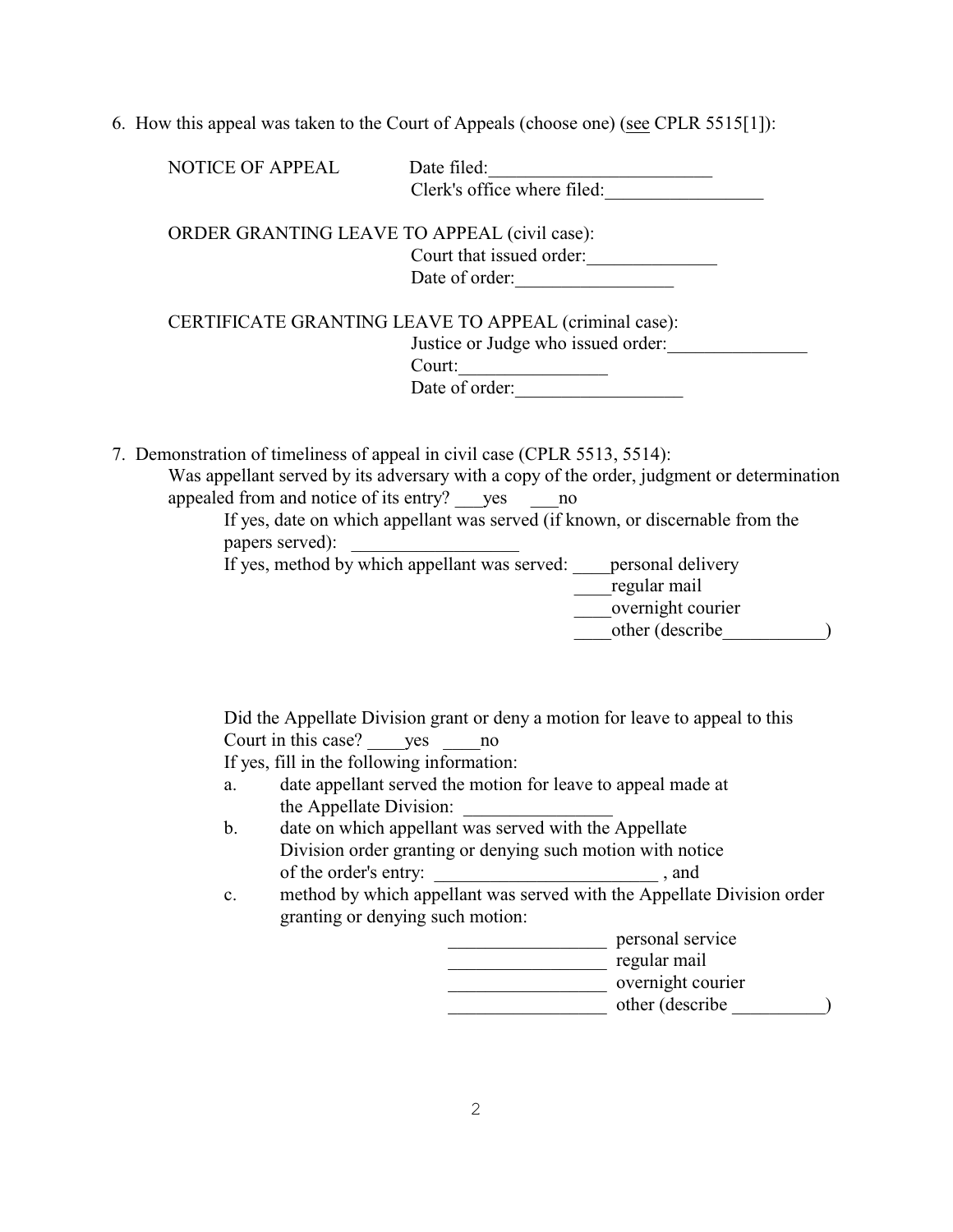6. How this appeal was taken to the Court of Appeals (choose one) (see CPLR 5515[1]):

   NOTICE OF APPEAL Date filed:________________________
   Clerk's office where filed:_________________

   ORDER GRANTING LEAVE TO APPEAL (civil case):
   Court that issued order:______________
   Date of order:_________________

   CERTIFICATE GRANTING LEAVE TO APPEAL (criminal case):
   Justice or Judge who issued order:_______________
   Court:________________
   Date of order:__________________

7. Demonstration of timeliness of appeal in civil case (CPLR 5513, 5514):
   Was appellant served by its adversary with a copy of the order, judgment or determination appealed from and notice of its entry? ___yes ___no
   If yes, date on which appellant was served (if known, or discernable from the papers served): _________________
   If yes, method by which appellant was served: ____personal delivery
   ____regular mail
   ____overnight courier
   ____other (describe___________)

   Did the Appellate Division grant or deny a motion for leave to appeal to this Court in this case? ____yes ____no
   If yes, fill in the following information:
   a. date appellant served the motion for leave to appeal made at the Appellate Division: _______________
   b. date on which appellant was served with the Appellate Division order granting or denying such motion with notice of the order's entry: ________________________ , and
   c. method by which appellant was served with the Appellate Division order granting or denying such motion:
      _________________ personal service
      _________________ regular mail
      _________________ overnight courier
      _________________ other (describe __________)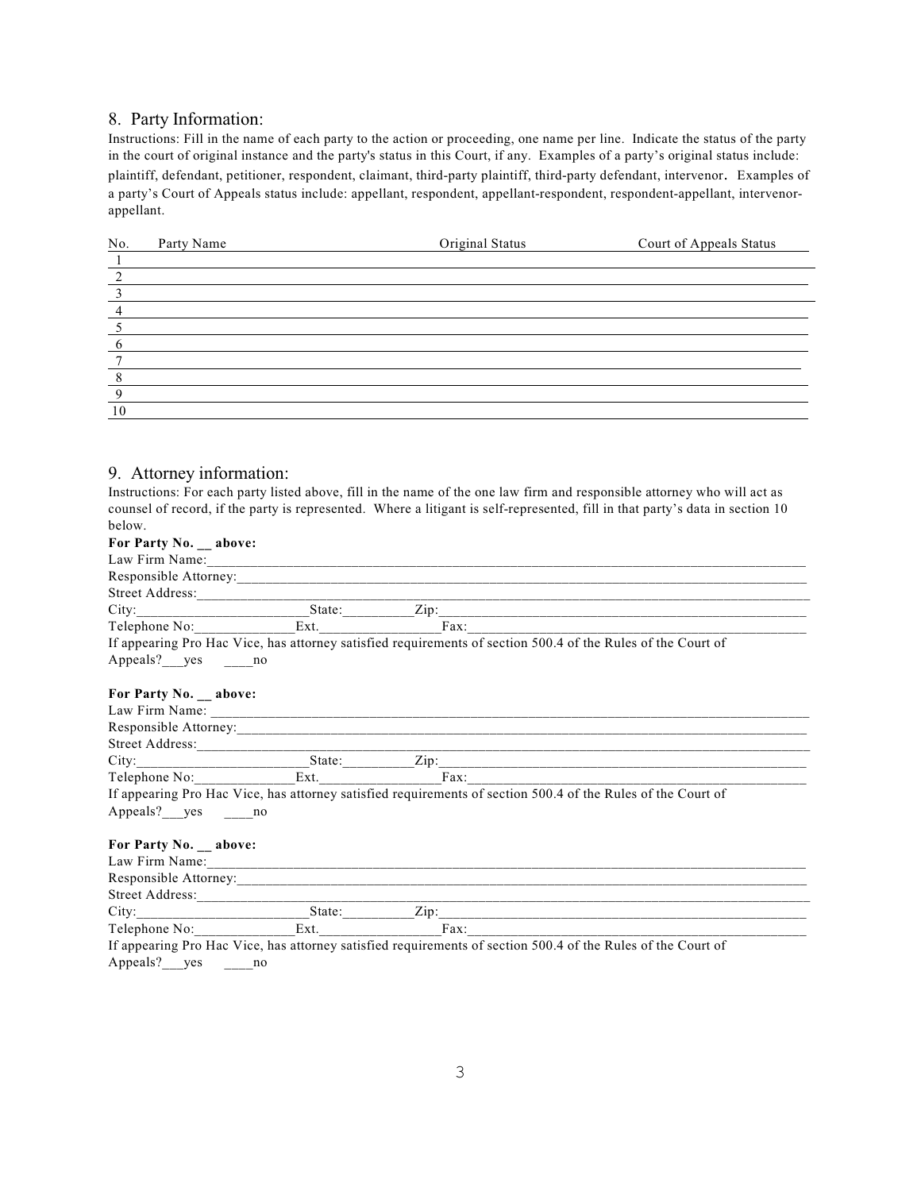## 8. Party Information:

Instructions: Fill in the name of each party to the action or proceeding, one name per line. Indicate the status of the party in the court of original instance and the party's status in this Court, if any. Examples of a party's original status include: plaintiff, defendant, petitioner, respondent, claimant, third-party plaintiff, third-party defendant, intervenor. Examples of a party's Court of Appeals status include: appellant, respondent, appellant-respondent, respondent-appellant, intervenor-appellant.

| No. | Party Name | Original Status | Court of Appeals Status |
|---|---|---|---|
| 1 | | | |
| 2 | | | |
| 3 | | | |
| 4 | | | |
| 5 | | | |
| 6 | | | |
| 7 | | | |
| 8 | | | |
| 9 | | | |
| 10 | | | |

## 9. Attorney information:

Instructions: For each party listed above, fill in the name of the one law firm and responsible attorney who will act as counsel of record, if the party is represented. Where a litigant is self-represented, fill in that party's data in section 10 below.

**For Party No. __ above:**

Law Firm Name:______________________________________________

Responsible Attorney:______________________________________________

Street Address:______________________________________________

City:________________ State:________ Zip:______________________________

Telephone No:____________ Ext.______________ Fax:______________________________

If appearing Pro Hac Vice, has attorney satisfied requirements of section 500.4 of the Rules of the Court of Appeals?___yes ____no

**For Party No. __ above:**

Law Firm Name:______________________________________________

Responsible Attorney:______________________________________________

Street Address:______________________________________________

City:________________ State:________ Zip:______________________________

Telephone No:____________ Ext.______________ Fax:______________________________

If appearing Pro Hac Vice, has attorney satisfied requirements of section 500.4 of the Rules of the Court of Appeals?___yes ____no

**For Party No. __ above:**

Law Firm Name:______________________________________________

Responsible Attorney:______________________________________________

Street Address:______________________________________________

City:________________ State:________ Zip:______________________________

Telephone No:____________ Ext.______________ Fax:______________________________

If appearing Pro Hac Vice, has attorney satisfied requirements of section 500.4 of the Rules of the Court of Appeals?___yes ____no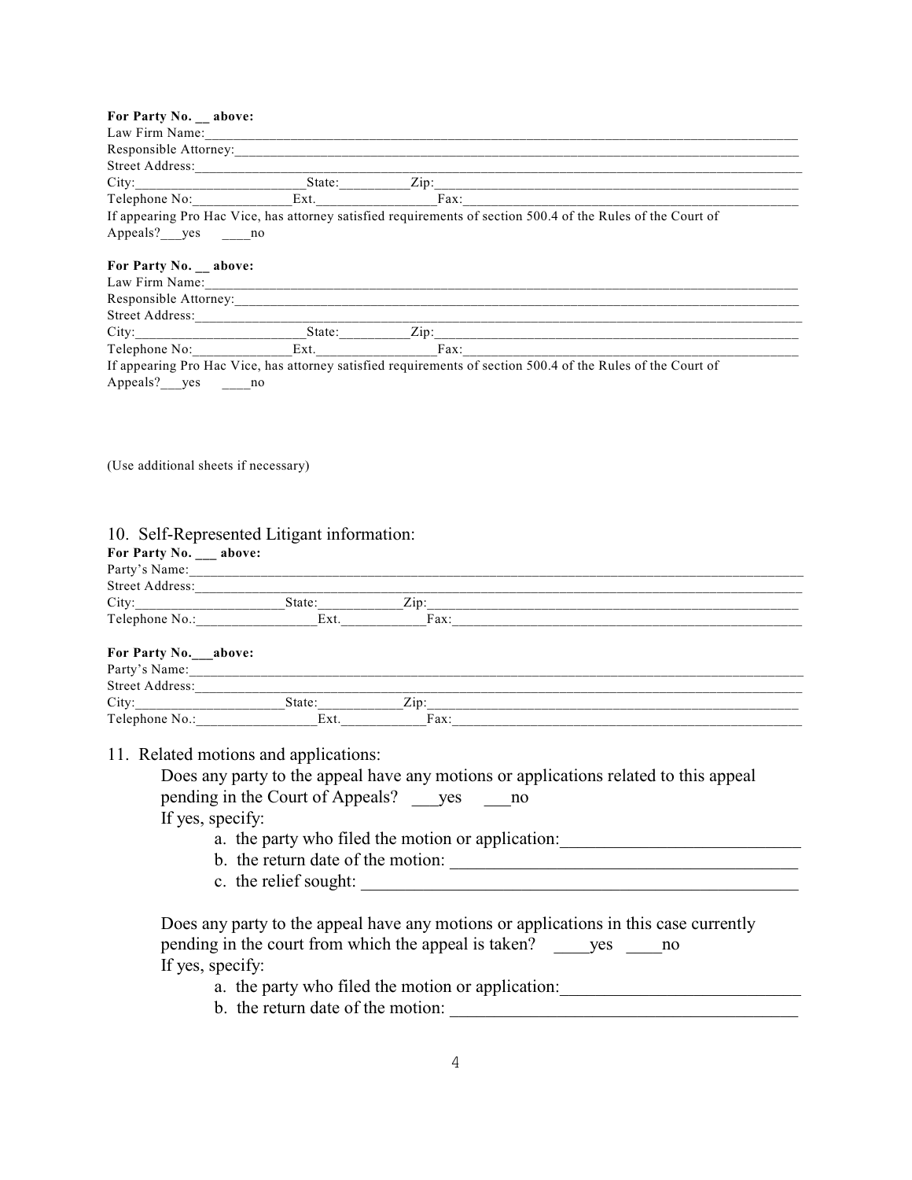**For Party No. __ above:**

Law Firm Name:\_\_\_\_\_\_\_\_\_\_\_\_\_\_\_\_\_\_\_\_\_\_\_\_\_\_\_\_\_\_\_\_\_\_\_\_\_\_\_\_\_\_\_\_\_\_\_\_\_\_\_\_

Responsible Attorney:\_\_\_\_\_\_\_\_\_\_\_\_\_\_\_\_\_\_\_\_\_\_\_\_\_\_\_\_\_\_\_\_\_\_\_\_\_\_\_\_\_\_\_\_\_\_\_\_

Street Address:\_\_\_\_\_\_\_\_\_\_\_\_\_\_\_\_\_\_\_\_\_\_\_\_\_\_\_\_\_\_\_\_\_\_\_\_\_\_\_\_\_\_\_\_\_\_\_\_\_\_\_\_

City:\_\_\_\_\_\_\_\_\_\_\_\_\_\_\_\_\_\_\_\_\_\_State:\_\_\_\_\_\_\_\_\_\_Zip:\_\_\_\_\_\_\_\_\_\_\_\_\_\_\_\_\_\_\_\_\_\_\_\_\_\_

Telephone No:\_\_\_\_\_\_\_\_\_\_\_\_\_\_Ext.\_\_\_\_\_\_\_\_\_\_\_\_\_\_\_\_\_Fax:\_\_\_\_\_\_\_\_\_\_\_\_\_\_\_\_\_\_\_\_\_\_\_\_\_\_

If appearing Pro Hac Vice, has attorney satisfied requirements of section 500.4 of the Rules of the Court of Appeals?\_\_\_yes \_\_\_\_no

**For Party No. __ above:**

Law Firm Name:\_\_\_\_\_\_\_\_\_\_\_\_\_\_\_\_\_\_\_\_\_\_\_\_\_\_\_\_\_\_\_\_\_\_\_\_\_\_\_\_\_\_\_\_\_\_\_\_\_\_\_\_

Responsible Attorney:\_\_\_\_\_\_\_\_\_\_\_\_\_\_\_\_\_\_\_\_\_\_\_\_\_\_\_\_\_\_\_\_\_\_\_\_\_\_\_\_\_\_\_\_\_\_\_\_

Street Address:\_\_\_\_\_\_\_\_\_\_\_\_\_\_\_\_\_\_\_\_\_\_\_\_\_\_\_\_\_\_\_\_\_\_\_\_\_\_\_\_\_\_\_\_\_\_\_\_\_\_\_\_

City:\_\_\_\_\_\_\_\_\_\_\_\_\_\_\_\_\_\_\_\_\_\_State:\_\_\_\_\_\_\_\_\_\_Zip:\_\_\_\_\_\_\_\_\_\_\_\_\_\_\_\_\_\_\_\_\_\_\_\_\_\_

Telephone No:\_\_\_\_\_\_\_\_\_\_\_\_\_\_Ext.\_\_\_\_\_\_\_\_\_\_\_\_\_\_\_\_\_Fax:\_\_\_\_\_\_\_\_\_\_\_\_\_\_\_\_\_\_\_\_\_\_\_\_\_\_

If appearing Pro Hac Vice, has attorney satisfied requirements of section 500.4 of the Rules of the Court of Appeals?\_\_\_yes \_\_\_\_no

(Use additional sheets if necessary)

## 10. Self-Represented Litigant information:

**For Party No. ___ above:**

Party's Name:\_\_\_\_\_\_\_\_\_\_\_\_\_\_\_\_\_\_\_\_\_\_\_\_\_\_\_\_\_\_\_\_\_\_\_\_\_\_\_\_\_\_\_\_\_\_\_\_\_\_\_\_

Street Address:\_\_\_\_\_\_\_\_\_\_\_\_\_\_\_\_\_\_\_\_\_\_\_\_\_\_\_\_\_\_\_\_\_\_\_\_\_\_\_\_\_\_\_\_\_\_\_\_\_\_\_\_

City:\_\_\_\_\_\_\_\_\_\_\_\_\_\_\_\_\_\_\_\_State:\_\_\_\_\_\_\_\_\_\_\_\_Zip:\_\_\_\_\_\_\_\_\_\_\_\_\_\_\_\_\_\_\_\_\_\_\_\_\_\_

Telephone No.:\_\_\_\_\_\_\_\_\_\_\_\_\_\_\_\_\_Ext.\_\_\_\_\_\_\_\_\_\_\_\_Fax:\_\_\_\_\_\_\_\_\_\_\_\_\_\_\_\_\_\_\_\_\_\_\_\_\_\_

**For Party No.___above:**

Party's Name:\_\_\_\_\_\_\_\_\_\_\_\_\_\_\_\_\_\_\_\_\_\_\_\_\_\_\_\_\_\_\_\_\_\_\_\_\_\_\_\_\_\_\_\_\_\_\_\_\_\_\_\_

Street Address:\_\_\_\_\_\_\_\_\_\_\_\_\_\_\_\_\_\_\_\_\_\_\_\_\_\_\_\_\_\_\_\_\_\_\_\_\_\_\_\_\_\_\_\_\_\_\_\_\_\_\_\_

City:\_\_\_\_\_\_\_\_\_\_\_\_\_\_\_\_\_\_\_\_State:\_\_\_\_\_\_\_\_\_\_\_\_Zip:\_\_\_\_\_\_\_\_\_\_\_\_\_\_\_\_\_\_\_\_\_\_\_\_\_\_

Telephone No.:\_\_\_\_\_\_\_\_\_\_\_\_\_\_\_\_\_Ext.\_\_\_\_\_\_\_\_\_\_\_\_Fax:\_\_\_\_\_\_\_\_\_\_\_\_\_\_\_\_\_\_\_\_\_\_\_\_\_\_

## 11. Related motions and applications:

Does any party to the appeal have any motions or applications related to this appeal pending in the Court of Appeals? \_\_\_yes \_\_\_no

If yes, specify:

a. the party who filed the motion or application:\_\_\_\_\_\_\_\_\_\_\_\_\_\_\_\_\_\_\_\_\_\_\_\_\_\_\_

b. the return date of the motion: \_\_\_\_\_\_\_\_\_\_\_\_\_\_\_\_\_\_\_\_\_\_\_\_\_\_\_\_\_\_\_\_\_\_\_\_\_\_\_

c. the relief sought: \_\_\_\_\_\_\_\_\_\_\_\_\_\_\_\_\_\_\_\_\_\_\_\_\_\_\_\_\_\_\_\_\_\_\_\_\_\_\_\_\_\_\_\_\_\_\_\_\_

Does any party to the appeal have any motions or applications in this case currently pending in the court from which the appeal is taken? \_\_\_\_yes \_\_\_\_no

If yes, specify:

a. the party who filed the motion or application:\_\_\_\_\_\_\_\_\_\_\_\_\_\_\_\_\_\_\_\_\_\_\_\_\_\_\_

b. the return date of the motion: \_\_\_\_\_\_\_\_\_\_\_\_\_\_\_\_\_\_\_\_\_\_\_\_\_\_\_\_\_\_\_\_\_\_\_\_\_\_\_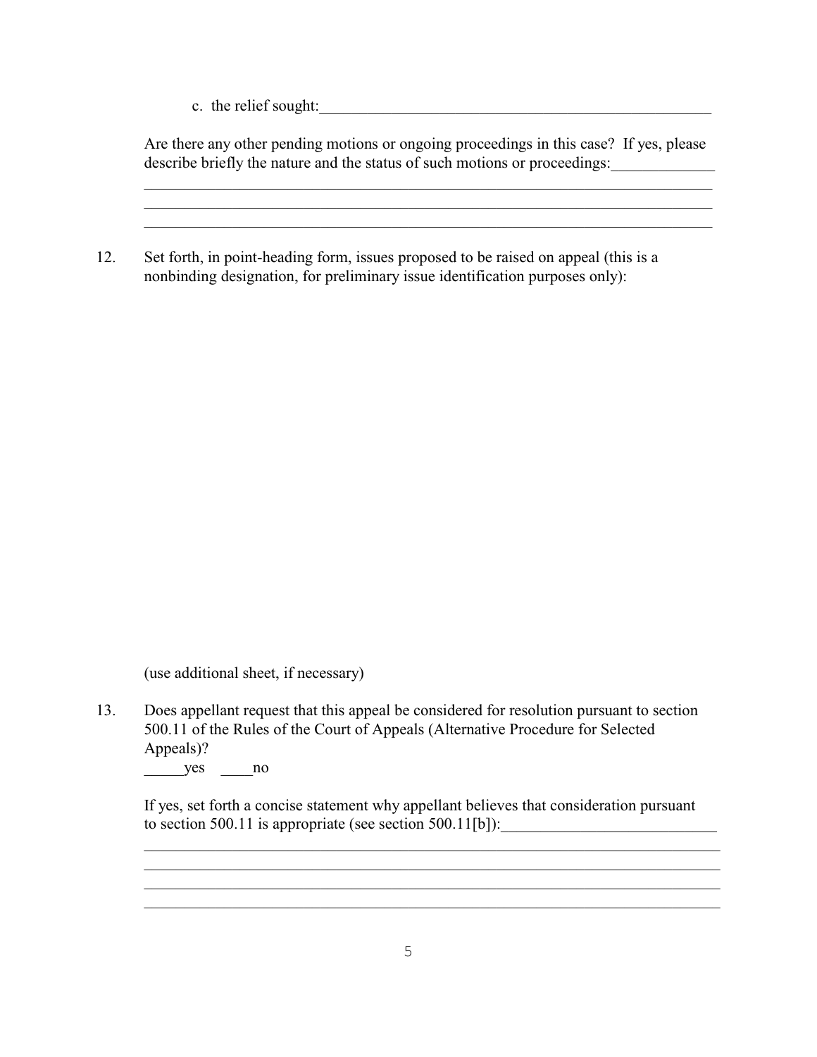c. the relief sought:______________________________________________________

Are there any other pending motions or ongoing proceedings in this case? If yes, please describe briefly the nature and the status of such motions or proceedings:_____________
_____________________________________________________________________________
_____________________________________________________________________________
_____________________________________________________________________________

12. Set forth, in point-heading form, issues proposed to be raised on appeal (this is a nonbinding designation, for preliminary issue identification purposes only):

(use additional sheet, if necessary)

13. Does appellant request that this appeal be considered for resolution pursuant to section 500.11 of the Rules of the Court of Appeals (Alternative Procedure for Selected Appeals)?

_____yes ____no

If yes, set forth a concise statement why appellant believes that consideration pursuant to section 500.11 is appropriate (see section 500.11[b]):___________________________
_____________________________________________________________________________
_____________________________________________________________________________
_____________________________________________________________________________
_____________________________________________________________________________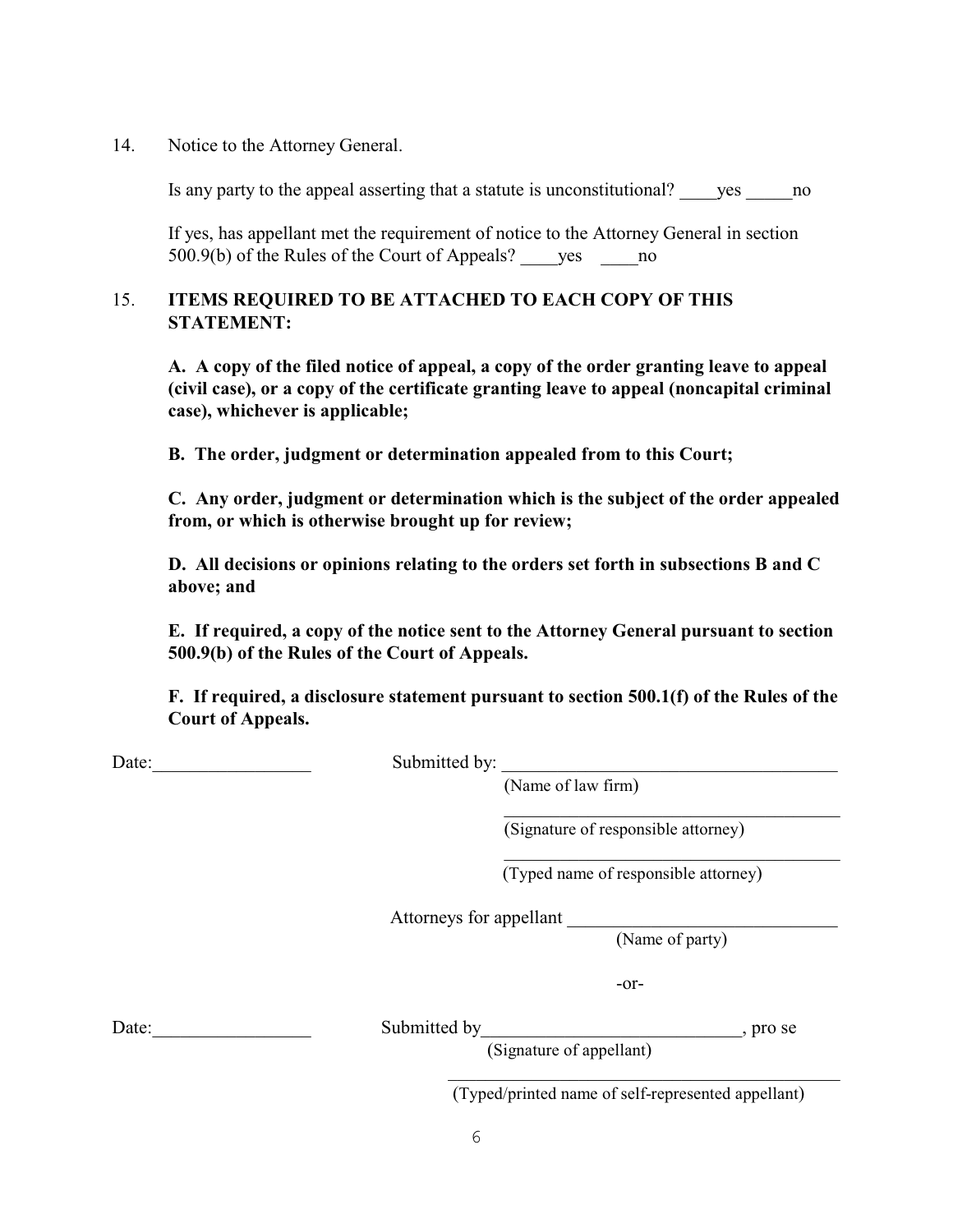14. Notice to the Attorney General.

    Is any party to the appeal asserting that a statute is unconstitutional? ____yes _____no

    If yes, has appellant met the requirement of notice to the Attorney General in section 500.9(b) of the Rules of the Court of Appeals? ____yes ____no

15. **ITEMS REQUIRED TO BE ATTACHED TO EACH COPY OF THIS STATEMENT:**

    **A. A copy of the filed notice of appeal, a copy of the order granting leave to appeal (civil case), or a copy of the certificate granting leave to appeal (noncapital criminal case), whichever is applicable;**

    **B. The order, judgment or determination appealed from to this Court;**

    **C. Any order, judgment or determination which is the subject of the order appealed from, or which is otherwise brought up for review;**

    **D. All decisions or opinions relating to the orders set forth in subsections B and C above; and**

    **E. If required, a copy of the notice sent to the Attorney General pursuant to section 500.9(b) of the Rules of the Court of Appeals.**

    **F. If required, a disclosure statement pursuant to section 500.1(f) of the Rules of the Court of Appeals.**

Date:_________________ Submitted by: ____________________________________
(Name of law firm)

____________________________________
(Signature of responsible attorney)

____________________________________
(Typed name of responsible attorney)

Attorneys for appellant _____________________________
(Name of party)

-or-

Date:_________________ Submitted by____________________________, pro se
(Signature of appellant)

____________________________________________
(Typed/printed name of self-represented appellant)